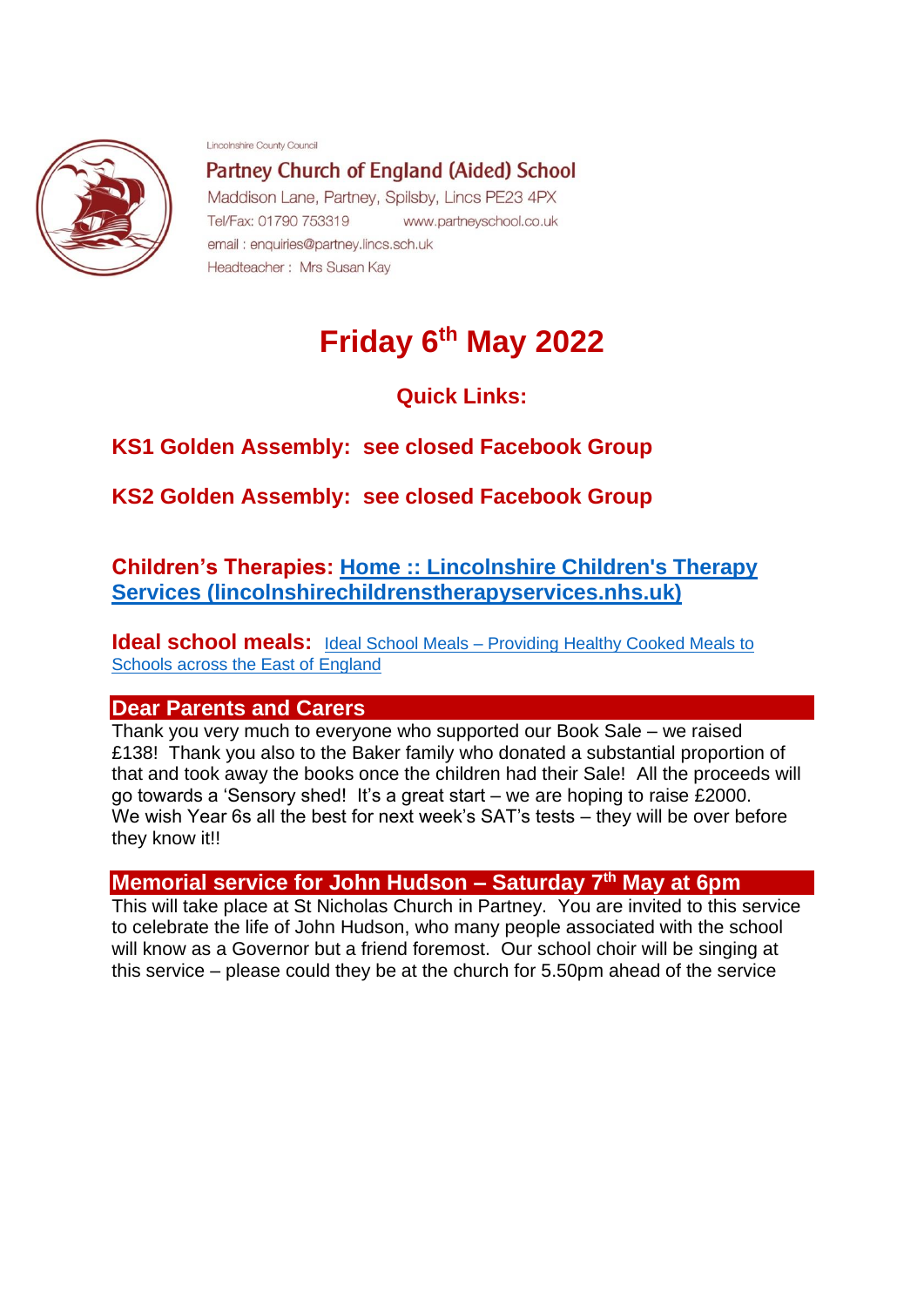Lincolnshire County Council

**Partney Church of England (Aided) School**

Maddison Lane, Partney, Spilsby, Lincs PE23 4PX

Tel/Fax: 01790 753319 www.partneyschool.co.uk

email : enquiries@partney.lincs.sch.uk

Headteacher : Mrs Susan Kay

# Friday 6th May 2022

## Quick Links:

**KS1 Golden Assembly: see closed Facebook Group**

**KS2 Golden Assembly: see closed Facebook Group**

**Children's Therapies:** [Home :: Lincolnshire Children's Therapy Services (lincolnshirechildrenstherapyservices.nhs.uk)](lincolnshirechildrenstherapyservices.nhs.uk)

**Ideal school meals:** Ideal School Meals – Providing Healthy Cooked Meals to Schools across the East of England

## Dear Parents and Carers

Thank you very much to everyone who supported our Book Sale – we raised £138! Thank you also to the Baker family who donated a substantial proportion of that and took away the books once the children had their Sale! All the proceeds will go towards a 'Sensory shed! It's a great start – we are hoping to raise £2000.
We wish Year 6s all the best for next week's SAT's tests – they will be over before they know it!!

## Memorial service for John Hudson – Saturday 7th May at 6pm

This will take place at St Nicholas Church in Partney. You are invited to this service to celebrate the life of John Hudson, who many people associated with the school will know as a Governor but a friend foremost. Our school choir will be singing at this service – please could they be at the church for 5.50pm ahead of the service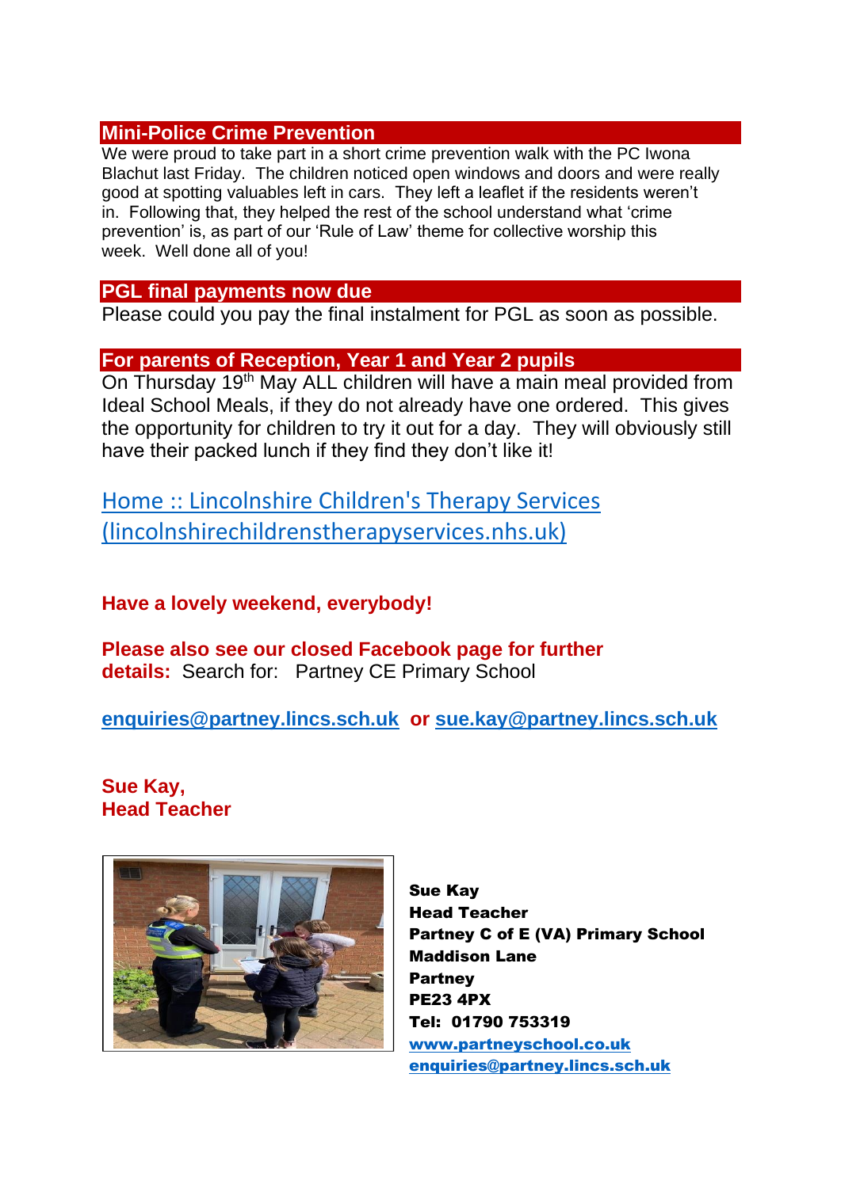## Mini-Police Crime Prevention

We were proud to take part in a short crime prevention walk with the PC Iwona Blachut last Friday. The children noticed open windows and doors and were really good at spotting valuables left in cars. They left a leaflet if the residents weren't in. Following that, they helped the rest of the school understand what 'crime prevention' is, as part of our 'Rule of Law' theme for collective worship this week. Well done all of you!

## PGL final payments now due

Please could you pay the final instalment for PGL as soon as possible.

## For parents of Reception, Year 1 and Year 2 pupils

On Thursday 19th May ALL children will have a main meal provided from Ideal School Meals, if they do not already have one ordered. This gives the opportunity for children to try it out for a day. They will obviously still have their packed lunch if they find they don't like it!

[Home :: Lincolnshire Children's Therapy Services (lincolnshirechildrenstherapyservices.nhs.uk)](lincolnshirechildrenstherapyservices.nhs.uk)

**Have a lovely weekend, everybody!**

**Please also see our closed Facebook page for further details:** Search for: Partney CE Primary School

**enquiries@partney.lincs.sch.uk or sue.kay@partney.lincs.sch.uk**

**Sue Kay,**
**Head Teacher**

**Sue Kay**
**Head Teacher**
**Partney C of E (VA) Primary School**
**Maddison Lane**
**Partney**
**PE23 4PX**
**Tel: 01790 753319**
**www.partneyschool.co.uk**
**enquiries@partney.lincs.sch.uk**